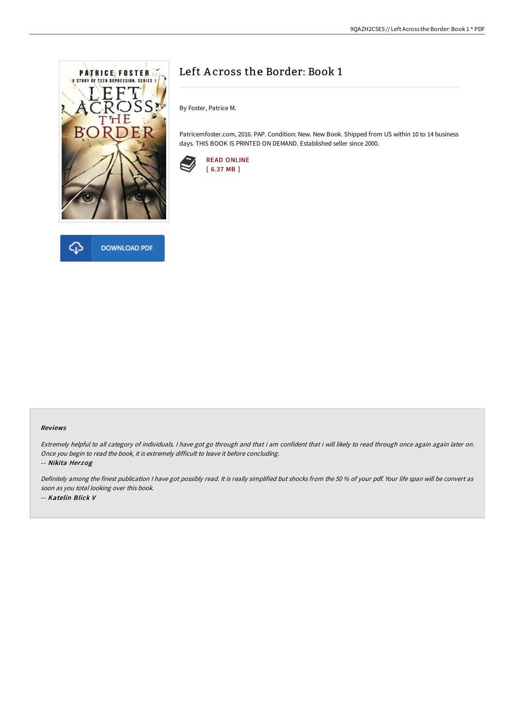# Left Across the Border: Book 1

By Foster, Patrice M.

Patricemfoster.com, 2016. PAP. Condition: New. New Book. Shipped from US within 10 to 14 business days. THIS BOOK IS PRINTED ON DEMAND. Established seller since 2000.

READ ONLINE
[ 6.37 MB ]

DOWNLOAD PDF

### Reviews

*Extremely helpful to all category of individuals. I have got go through and that i am confident that i will likely to read through once again again later on. Once you begin to read the book, it is extremely difficult to leave it before concluding.*

*-- **Nikita Herzog***

*Definitely among the finest publication I have got possibly read. It is really simplified but shocks from the 50 % of your pdf. Your life span will be convert as soon as you total looking over this book.*

*-- **Katelin Blick V***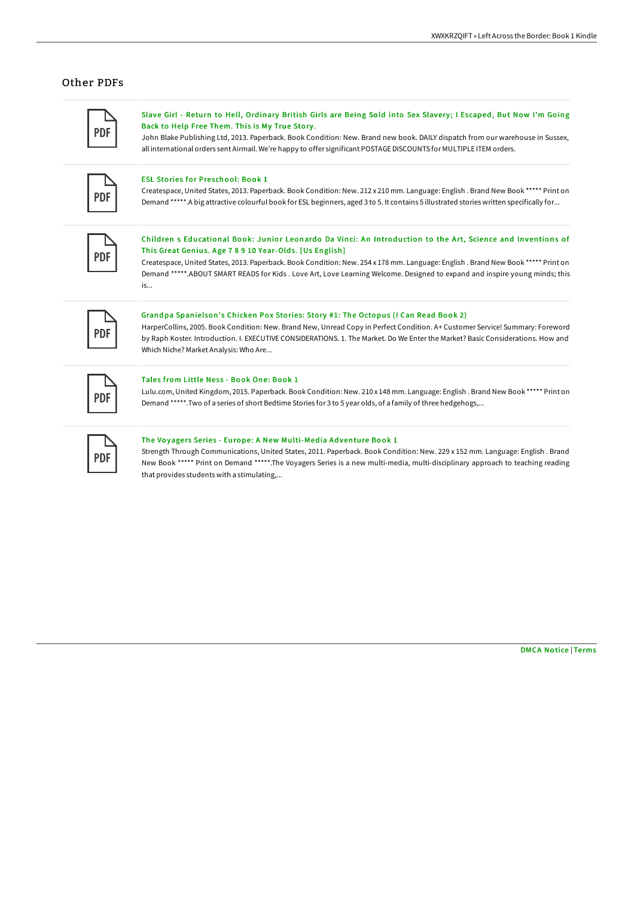## Other PDFs

### Slave Girl - Return to Hell, Ordinary British Girls are Being Sold into Sex Slavery; I Escaped, But Now I'm Going Back to Help Free Them. This is My True Story.

John Blake Publishing Ltd, 2013. Paperback. Book Condition: New. Brand new book. DAILY dispatch from our warehouse in Sussex, all international orders sent Airmail. We're happy to offer significant POSTAGE DISCOUNTS for MULTIPLE ITEM orders.

### ESL Stories for Preschool: Book 1

Createspace, United States, 2013. Paperback. Book Condition: New. 212 x 210 mm. Language: English . Brand New Book ***** Print on Demand *****.A big attractive colourful book for ESL beginners, aged 3 to 5. It contains 5 illustrated stories written specifically for...

### Children s Educational Book: Junior Leonardo Da Vinci: An Introduction to the Art, Science and Inventions of This Great Genius. Age 7 8 9 10 Year-Olds. [Us English]

Createspace, United States, 2013. Paperback. Book Condition: New. 254 x 178 mm. Language: English . Brand New Book ***** Print on Demand *****.ABOUT SMART READS for Kids . Love Art, Love Learning Welcome. Designed to expand and inspire young minds; this is...

### Grandpa Spanielson's Chicken Pox Stories: Story #1: The Octopus (I Can Read Book 2)

HarperCollins, 2005. Book Condition: New. Brand New, Unread Copy in Perfect Condition. A+ Customer Service! Summary: Foreword by Raph Koster. Introduction. I. EXECUTIVE CONSIDERATIONS. 1. The Market. Do We Enter the Market? Basic Considerations. How and Which Niche? Market Analysis: Who Are...

### Tales from Little Ness - Book One: Book 1

Lulu.com, United Kingdom, 2015. Paperback. Book Condition: New. 210 x 148 mm. Language: English . Brand New Book ***** Print on Demand *****.Two of a series of short Bedtime Stories for 3 to 5 year olds, of a family of three hedgehogs,...

### The Voyagers Series - Europe: A New Multi-Media Adventure Book 1

Strength Through Communications, United States, 2011. Paperback. Book Condition: New. 229 x 152 mm. Language: English . Brand New Book ***** Print on Demand *****.The Voyagers Series is a new multi-media, multi-disciplinary approach to teaching reading that provides students with a stimulating,...

DMCA Notice | Terms